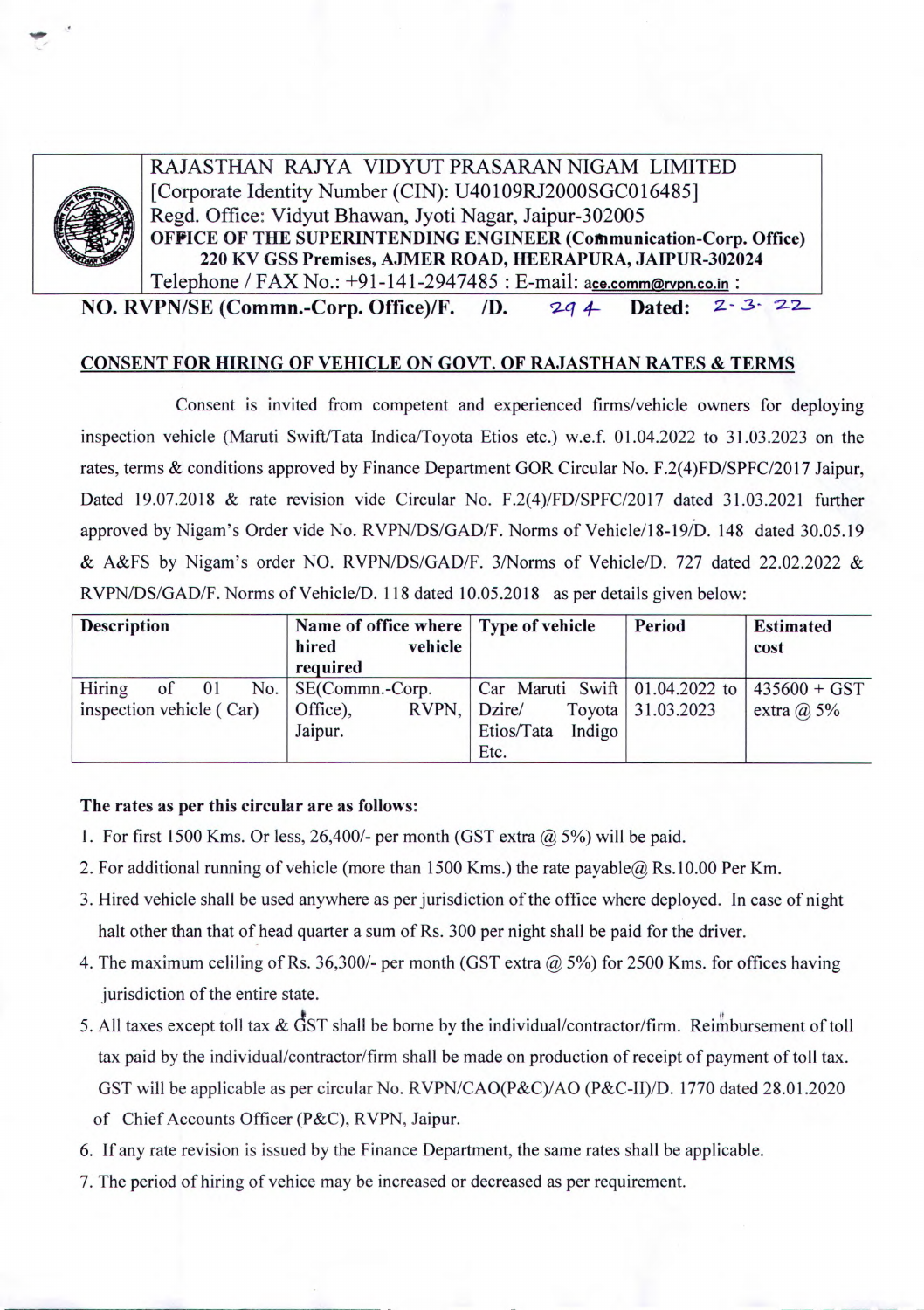RAJASTHAN RAJYA VIDYUT PRASARAN NIGAM LIMITED
[Corporate Identity Number (CIN): U40109RJ2000SGC016485]
Regd. Office: Vidyut Bhawan, Jyoti Nagar, Jaipur-302005
**OFFICE OF THE SUPERINTENDING ENGINEER (Communication-Corp. Office)**
**220 KV GSS Premises, AJMER ROAD, HEERAPURA, JAIPUR-302024**
Telephone / FAX No.: +91-141-2947485 : E-mail: ace.comm@rvpn.co.in :

**NO. RVPN/SE (Commn.-Corp. Office)/F. /D. 294 Dated: 2-3-22**

## CONSENT FOR HIRING OF VEHICLE ON GOVT. OF RAJASTHAN RATES & TERMS

Consent is invited from competent and experienced firms/vehicle owners for deploying inspection vehicle (Maruti Swift/Tata Indica/Toyota Etios etc.) w.e.f. 01.04.2022 to 31.03.2023 on the rates, terms & conditions approved by Finance Department GOR Circular No. F.2(4)FD/SPFC/2017 Jaipur, Dated 19.07.2018 & rate revision vide Circular No. F.2(4)/FD/SPFC/2017 dated 31.03.2021 further approved by Nigam's Order vide No. RVPN/DS/GAD/F. Norms of Vehicle/18-19/D. 148 dated 30.05.19 & A&FS by Nigam's order NO. RVPN/DS/GAD/F. 3/Norms of Vehicle/D. 727 dated 22.02.2022 & RVPN/DS/GAD/F. Norms of Vehicle/D. 118 dated 10.05.2018 as per details given below:

| Description | Name of office where hired vehicle required | Type of vehicle | Period | Estimated cost |
|---|---|---|---|---|
| Hiring of 01 No. inspection vehicle ( Car) | SE(Commn.-Corp. Office), RVPN, Jaipur. | Car Maruti Swift Dzire/ Toyota Etios/Tata Indigo Etc. | 01.04.2022 to 31.03.2023 | 435600 + GST extra @ 5% |

**The rates as per this circular are as follows:**

1. For first 1500 Kms. Or less, 26,400/- per month (GST extra @ 5%) will be paid.
2. For additional running of vehicle (more than 1500 Kms.) the rate payable@ Rs.10.00 Per Km.
3. Hired vehicle shall be used anywhere as per jurisdiction of the office where deployed. In case of night halt other than that of head quarter a sum of Rs. 300 per night shall be paid for the driver.
4. The maximum celiling of Rs. 36,300/- per month (GST extra @ 5%) for 2500 Kms. for offices having jurisdiction of the entire state.
5. All taxes except toll tax & GST shall be borne by the individual/contractor/firm. Reimbursement of toll tax paid by the individual/contractor/firm shall be made on production of receipt of payment of toll tax. GST will be applicable as per circular No. RVPN/CAO(P&C)/AO (P&C-II)/D. 1770 dated 28.01.2020 of Chief Accounts Officer (P&C), RVPN, Jaipur.
6. If any rate revision is issued by the Finance Department, the same rates shall be applicable.
7. The period of hiring of vehice may be increased or decreased as per requirement.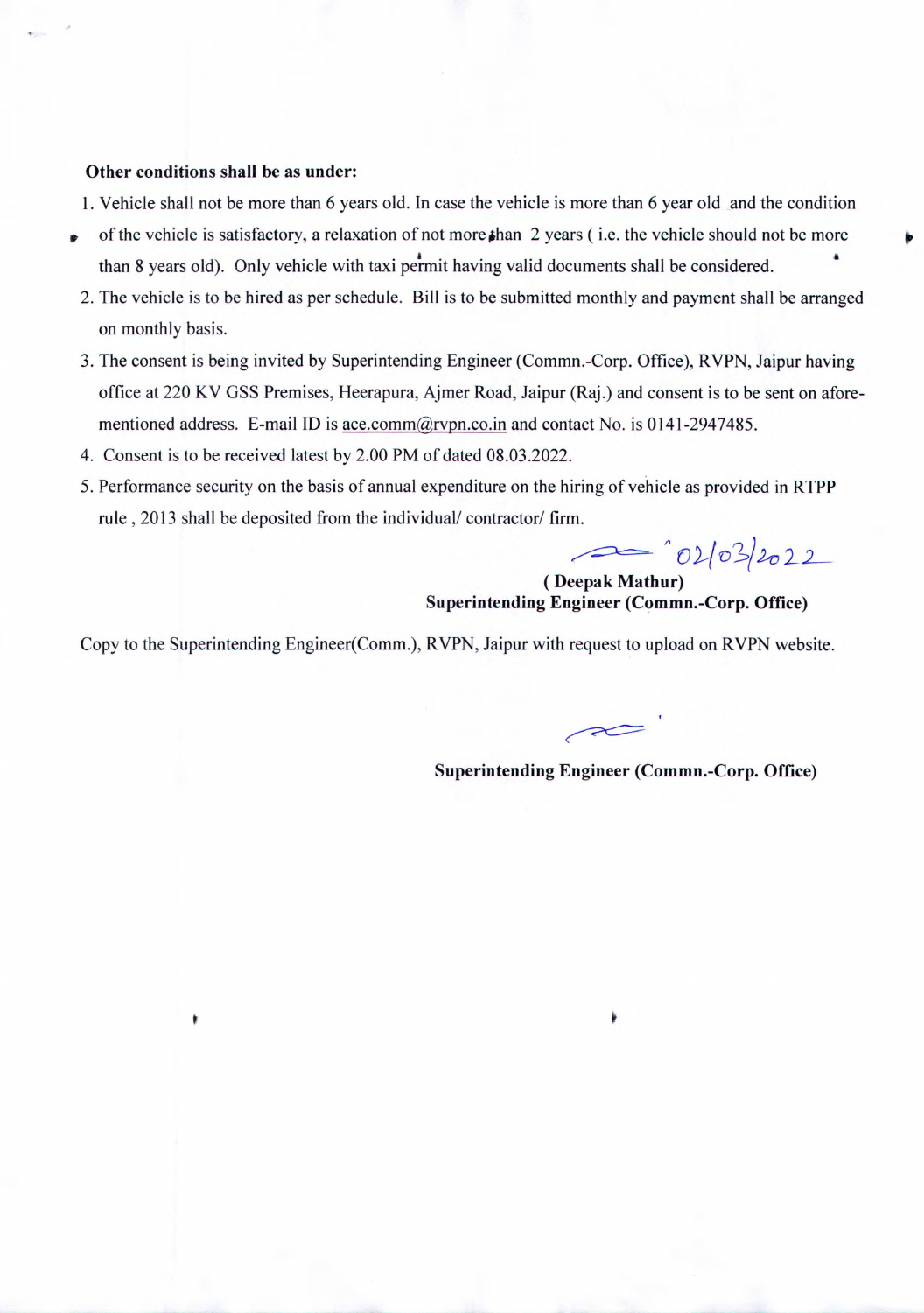**Other conditions shall be as under:**

1. Vehicle shall not be more than 6 years old. In case the vehicle is more than 6 year old and the condition of the vehicle is satisfactory, a relaxation of not more than 2 years ( i.e. the vehicle should not be more than 8 years old). Only vehicle with taxi permit having valid documents shall be considered.
2. The vehicle is to be hired as per schedule. Bill is to be submitted monthly and payment shall be arranged on monthly basis.
3. The consent is being invited by Superintending Engineer (Commn.-Corp. Office), RVPN, Jaipur having office at 220 KV GSS Premises, Heerapura, Ajmer Road, Jaipur (Raj.) and consent is to be sent on afore-mentioned address. E-mail ID is ace.comm@rvpn.co.in and contact No. is 0141-2947485.
4. Consent is to be received latest by 2.00 PM of dated 08.03.2022.
5. Performance security on the basis of annual expenditure on the hiring of vehicle as provided in RTPP rule , 2013 shall be deposited from the individual/ contractor/ firm.

02/03/2022

**( Deepak Mathur)**
**Superintending Engineer (Commn.-Corp. Office)**

Copy to the Superintending Engineer(Comm.), RVPN, Jaipur with request to upload on RVPN website.

**Superintending Engineer (Commn.-Corp. Office)**